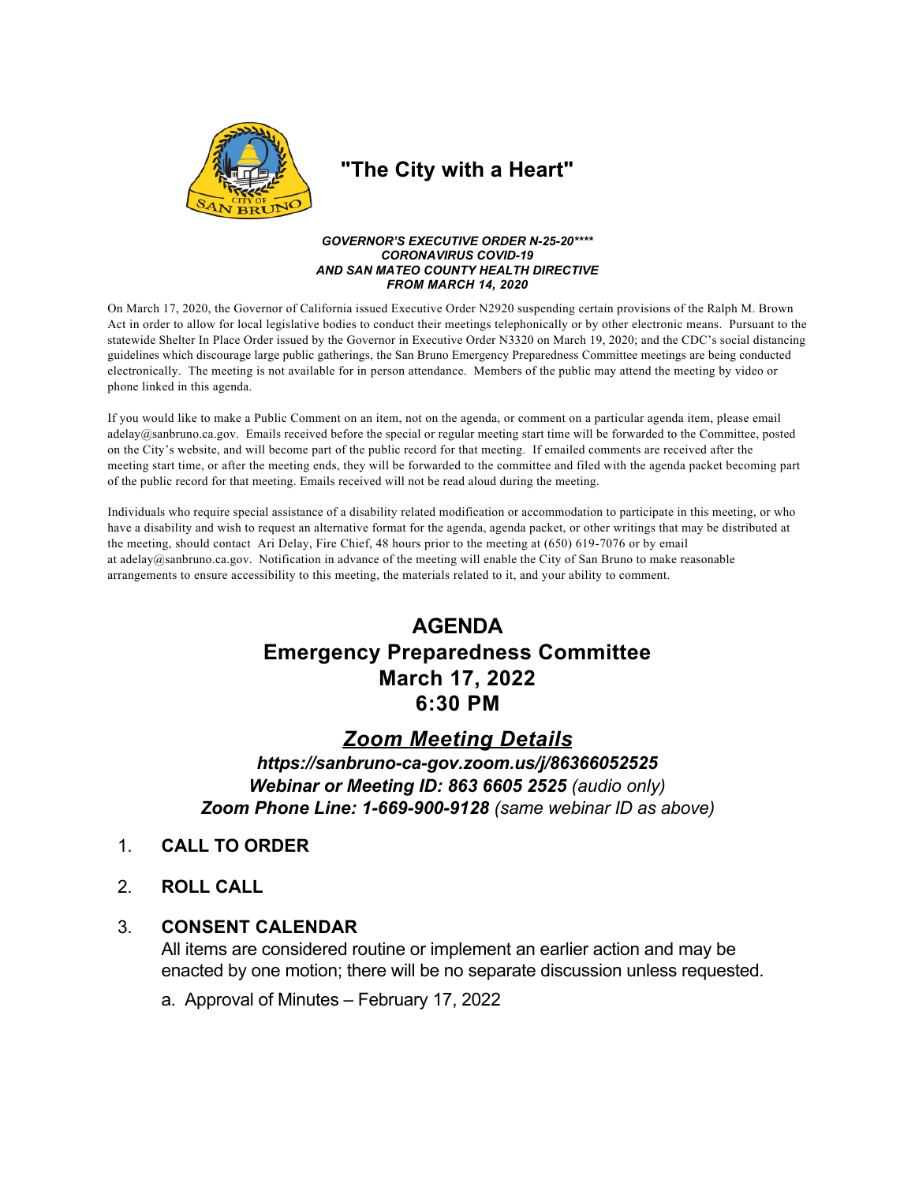# "The City with a Heart"

***GOVERNOR'S EXECUTIVE ORDER N-25-20\*\*\*\****
***CORONAVIRUS COVID-19***
***AND SAN MATEO COUNTY HEALTH DIRECTIVE***
***FROM MARCH 14, 2020***

On March 17, 2020, the Governor of California issued Executive Order N2920 suspending certain provisions of the Ralph M. Brown Act in order to allow for local legislative bodies to conduct their meetings telephonically or by other electronic means. Pursuant to the statewide Shelter In Place Order issued by the Governor in Executive Order N3320 on March 19, 2020; and the CDC's social distancing guidelines which discourage large public gatherings, the San Bruno Emergency Preparedness Committee meetings are being conducted electronically. The meeting is not available for in person attendance. Members of the public may attend the meeting by video or phone linked in this agenda.

If you would like to make a Public Comment on an item, not on the agenda, or comment on a particular agenda item, please email adelay@sanbruno.ca.gov. Emails received before the special or regular meeting start time will be forwarded to the Committee, posted on the City's website, and will become part of the public record for that meeting. If emailed comments are received after the meeting start time, or after the meeting ends, they will be forwarded to the committee and filed with the agenda packet becoming part of the public record for that meeting. Emails received will not be read aloud during the meeting.

Individuals who require special assistance of a disability related modification or accommodation to participate in this meeting, or who have a disability and wish to request an alternative format for the agenda, agenda packet, or other writings that may be distributed at the meeting, should contact Ari Delay, Fire Chief, 48 hours prior to the meeting at (650) 619-7076 or by email at adelay@sanbruno.ca.gov. Notification in advance of the meeting will enable the City of San Bruno to make reasonable arrangements to ensure accessibility to this meeting, the materials related to it, and your ability to comment.

## AGENDA
## Emergency Preparedness Committee
## March 17, 2022
## 6:30 PM

## ***Zoom Meeting Details***

***https://sanbruno-ca-gov.zoom.us/j/86366052525***
***Webinar or Meeting ID: 863 6605 2525*** *(audio only)*
***Zoom Phone Line: 1-669-900-9128*** *(same webinar ID as above)*

1. **CALL TO ORDER**

2. **ROLL CALL**

3. **CONSENT CALENDAR**
   All items are considered routine or implement an earlier action and may be enacted by one motion; there will be no separate discussion unless requested.

   a. Approval of Minutes – February 17, 2022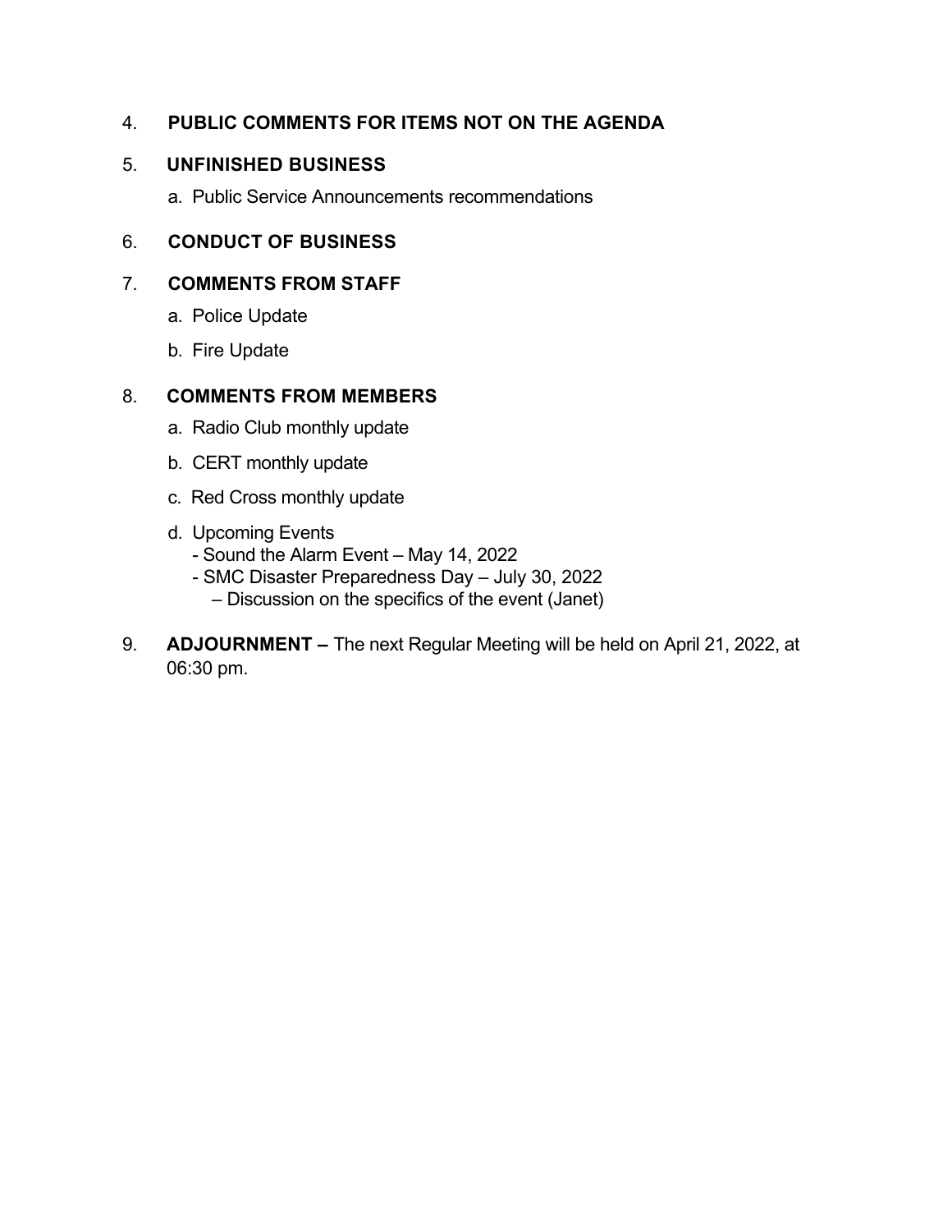4. **PUBLIC COMMENTS FOR ITEMS NOT ON THE AGENDA**

5. **UNFINISHED BUSINESS**

   a. Public Service Announcements recommendations

6. **CONDUCT OF BUSINESS**

7. **COMMENTS FROM STAFF**

   a. Police Update

   b. Fire Update

8. **COMMENTS FROM MEMBERS**

   a. Radio Club monthly update

   b. CERT monthly update

   c. Red Cross monthly update

   d. Upcoming Events
      - Sound the Alarm Event – May 14, 2022
      - SMC Disaster Preparedness Day – July 30, 2022
        – Discussion on the specifics of the event (Janet)

9. **ADJOURNMENT –** The next Regular Meeting will be held on April 21, 2022, at 06:30 pm.